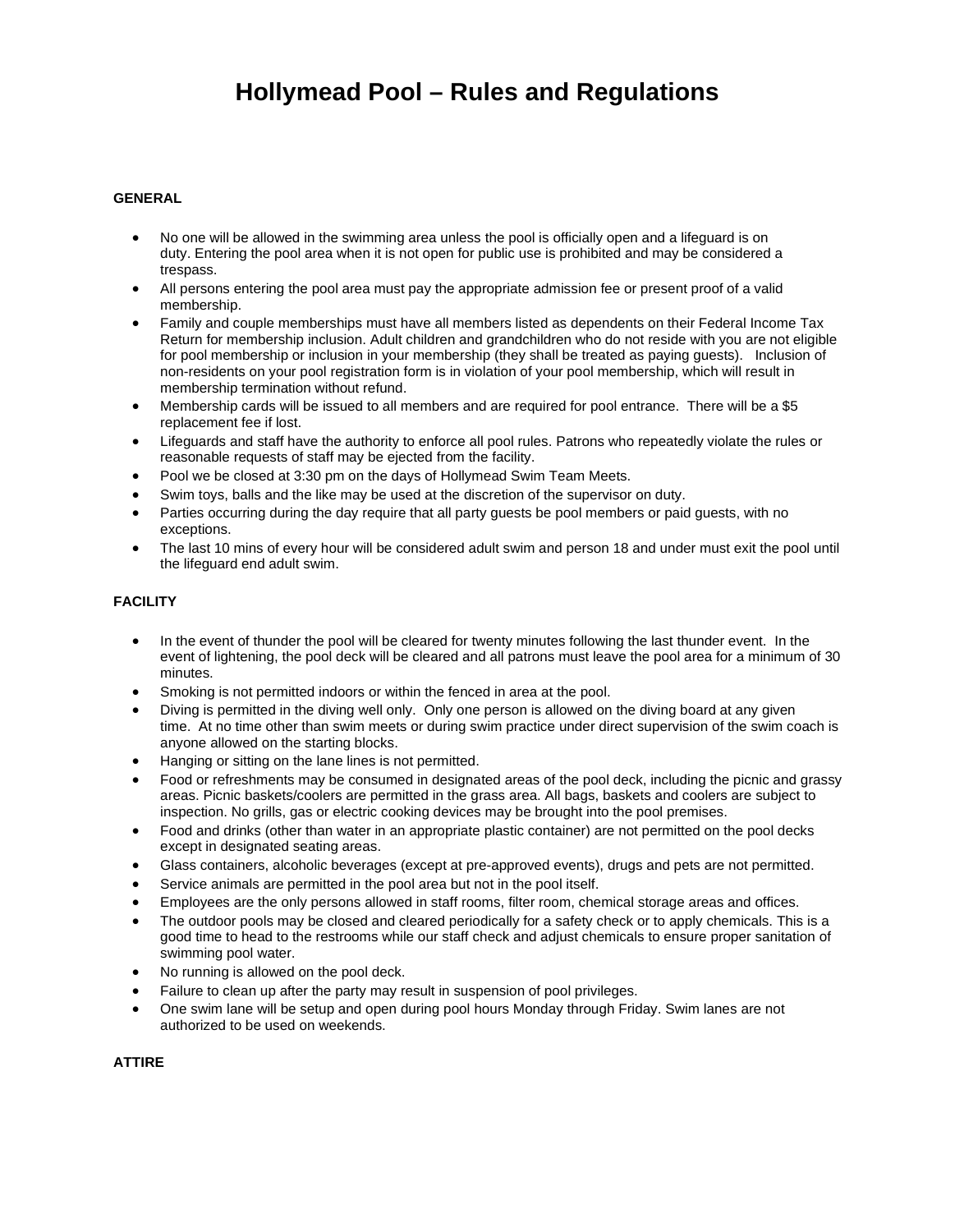# Hollymead Pool – Rules and Regulations

**GENERAL**

- No one will be allowed in the swimming area unless the pool is officially open and a lifeguard is on duty. Entering the pool area when it is not open for public use is prohibited and may be considered a trespass.
- All persons entering the pool area must pay the appropriate admission fee or present proof of a valid membership.
- Family and couple memberships must have all members listed as dependents on their Federal Income Tax Return for membership inclusion. Adult children and grandchildren who do not reside with you are not eligible for pool membership or inclusion in your membership (they shall be treated as paying guests). Inclusion of non-residents on your pool registration form is in violation of your pool membership, which will result in membership termination without refund.
- Membership cards will be issued to all members and are required for pool entrance. There will be a $5 replacement fee if lost.
- Lifeguards and staff have the authority to enforce all pool rules. Patrons who repeatedly violate the rules or reasonable requests of staff may be ejected from the facility.
- Pool we be closed at 3:30 pm on the days of Hollymead Swim Team Meets.
- Swim toys, balls and the like may be used at the discretion of the supervisor on duty.
- Parties occurring during the day require that all party guests be pool members or paid guests, with no exceptions.
- The last 10 mins of every hour will be considered adult swim and person 18 and under must exit the pool until the lifeguard end adult swim.

**FACILITY**

- In the event of thunder the pool will be cleared for twenty minutes following the last thunder event. In the event of lightening, the pool deck will be cleared and all patrons must leave the pool area for a minimum of 30 minutes.
- Smoking is not permitted indoors or within the fenced in area at the pool.
- Diving is permitted in the diving well only. Only one person is allowed on the diving board at any given time. At no time other than swim meets or during swim practice under direct supervision of the swim coach is anyone allowed on the starting blocks.
- Hanging or sitting on the lane lines is not permitted.
- Food or refreshments may be consumed in designated areas of the pool deck, including the picnic and grassy areas. Picnic baskets/coolers are permitted in the grass area. All bags, baskets and coolers are subject to inspection. No grills, gas or electric cooking devices may be brought into the pool premises.
- Food and drinks (other than water in an appropriate plastic container) are not permitted on the pool decks except in designated seating areas.
- Glass containers, alcoholic beverages (except at pre-approved events), drugs and pets are not permitted.
- Service animals are permitted in the pool area but not in the pool itself.
- Employees are the only persons allowed in staff rooms, filter room, chemical storage areas and offices.
- The outdoor pools may be closed and cleared periodically for a safety check or to apply chemicals. This is a good time to head to the restrooms while our staff check and adjust chemicals to ensure proper sanitation of swimming pool water.
- No running is allowed on the pool deck.
- Failure to clean up after the party may result in suspension of pool privileges.
- One swim lane will be setup and open during pool hours Monday through Friday. Swim lanes are not authorized to be used on weekends.

**ATTIRE**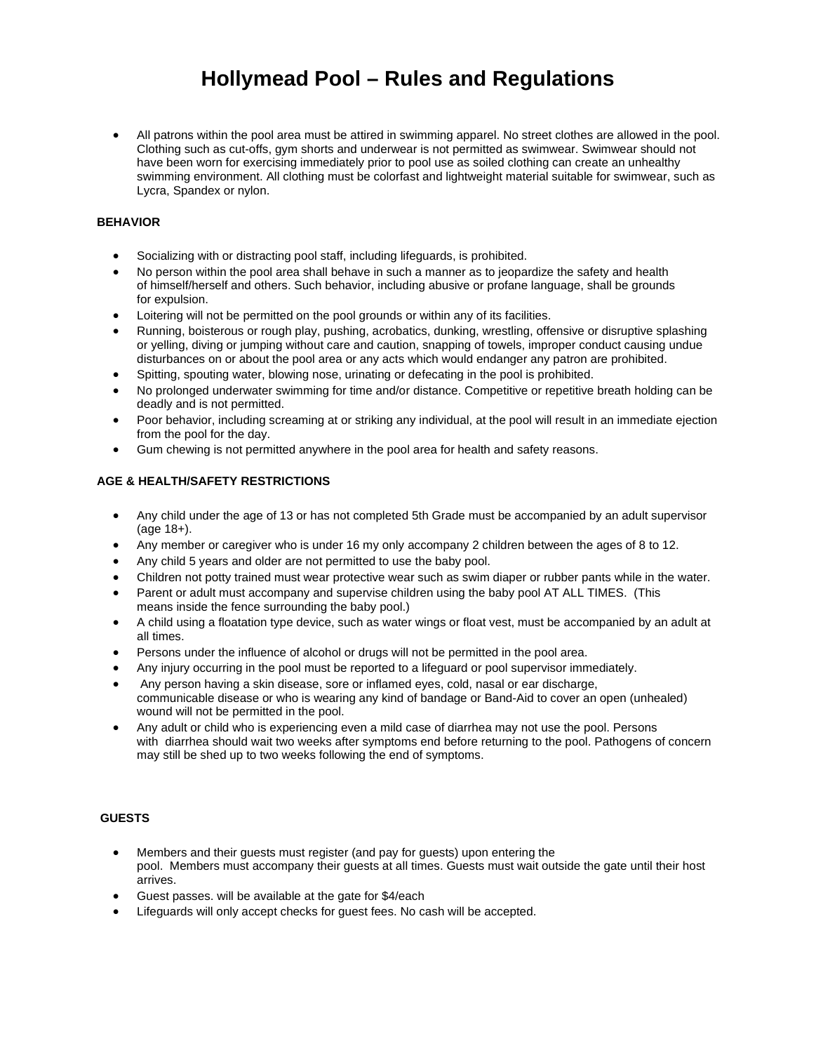# Hollymead Pool – Rules and Regulations

- All patrons within the pool area must be attired in swimming apparel. No street clothes are allowed in the pool. Clothing such as cut-offs, gym shorts and underwear is not permitted as swimwear. Swimwear should not have been worn for exercising immediately prior to pool use as soiled clothing can create an unhealthy swimming environment. All clothing must be colorfast and lightweight material suitable for swimwear, such as Lycra, Spandex or nylon.

**BEHAVIOR**

- Socializing with or distracting pool staff, including lifeguards, is prohibited.
- No person within the pool area shall behave in such a manner as to jeopardize the safety and health of himself/herself and others. Such behavior, including abusive or profane language, shall be grounds for expulsion.
- Loitering will not be permitted on the pool grounds or within any of its facilities.
- Running, boisterous or rough play, pushing, acrobatics, dunking, wrestling, offensive or disruptive splashing or yelling, diving or jumping without care and caution, snapping of towels, improper conduct causing undue disturbances on or about the pool area or any acts which would endanger any patron are prohibited.
- Spitting, spouting water, blowing nose, urinating or defecating in the pool is prohibited.
- No prolonged underwater swimming for time and/or distance. Competitive or repetitive breath holding can be deadly and is not permitted.
- Poor behavior, including screaming at or striking any individual, at the pool will result in an immediate ejection from the pool for the day.
- Gum chewing is not permitted anywhere in the pool area for health and safety reasons.

**AGE & HEALTH/SAFETY RESTRICTIONS**

- Any child under the age of 13 or has not completed 5th Grade must be accompanied by an adult supervisor (age 18+).
- Any member or caregiver who is under 16 my only accompany 2 children between the ages of 8 to 12.
- Any child 5 years and older are not permitted to use the baby pool.
- Children not potty trained must wear protective wear such as swim diaper or rubber pants while in the water.
- Parent or adult must accompany and supervise children using the baby pool AT ALL TIMES. (This means inside the fence surrounding the baby pool.)
- A child using a floatation type device, such as water wings or float vest, must be accompanied by an adult at all times.
- Persons under the influence of alcohol or drugs will not be permitted in the pool area.
- Any injury occurring in the pool must be reported to a lifeguard or pool supervisor immediately.
- Any person having a skin disease, sore or inflamed eyes, cold, nasal or ear discharge, communicable disease or who is wearing any kind of bandage or Band-Aid to cover an open (unhealed) wound will not be permitted in the pool.
- Any adult or child who is experiencing even a mild case of diarrhea may not use the pool. Persons with diarrhea should wait two weeks after symptoms end before returning to the pool. Pathogens of concern may still be shed up to two weeks following the end of symptoms.

**GUESTS**

- Members and their guests must register (and pay for guests) upon entering the pool. Members must accompany their guests at all times. Guests must wait outside the gate until their host arrives.
- Guest passes. will be available at the gate for $4/each
- Lifeguards will only accept checks for guest fees. No cash will be accepted.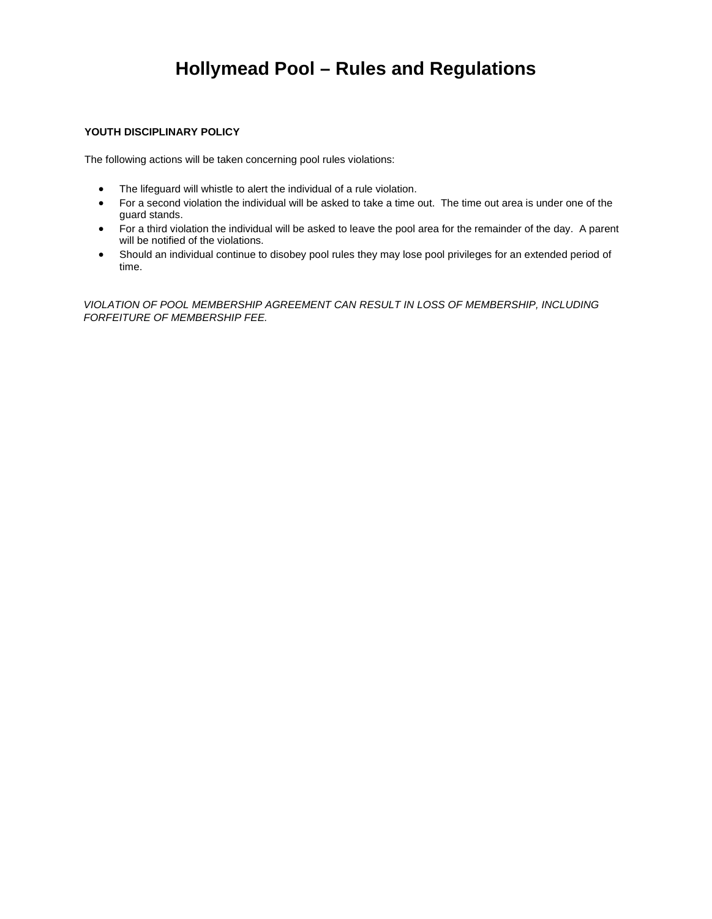# Hollymead Pool – Rules and Regulations

**YOUTH DISCIPLINARY POLICY**

The following actions will be taken concerning pool rules violations:

- The lifeguard will whistle to alert the individual of a rule violation.
- For a second violation the individual will be asked to take a time out. The time out area is under one of the guard stands.
- For a third violation the individual will be asked to leave the pool area for the remainder of the day. A parent will be notified of the violations.
- Should an individual continue to disobey pool rules they may lose pool privileges for an extended period of time.

*VIOLATION OF POOL MEMBERSHIP AGREEMENT CAN RESULT IN LOSS OF MEMBERSHIP, INCLUDING FORFEITURE OF MEMBERSHIP FEE.*